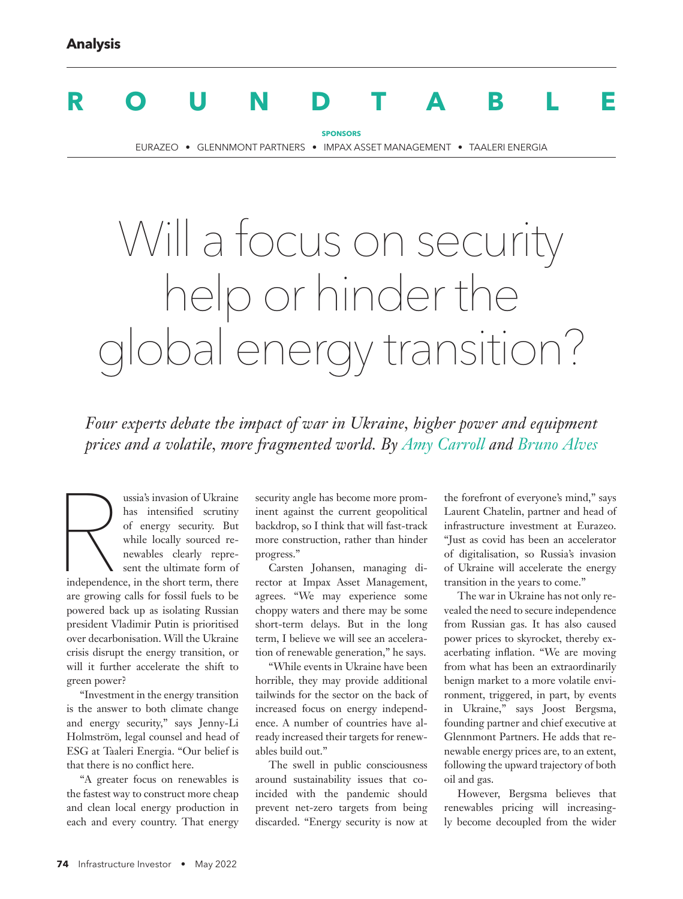Analysis

# ROUNDTABLE

**SPONSORS**

EURAZEO • GLENNMONT PARTNERS • IMPAX ASSET MANAGEMENT • TAALERI ENERGIA

# Will a focus on security help or hinder the global energy transition?

*Four experts debate the impact of war in Ukraine, higher power and equipment prices and a volatile, more fragmented world. By Amy Carroll and Bruno Alves*

Russia's invasion of Ukraine has intensified scrutiny of energy security. But while locally sourced renewables clearly represent the ultimate form of independence, in the short term, there are growing calls for fossil fuels to be powered back up as isolating Russian president Vladimir Putin is prioritised over decarbonisation. Will the Ukraine crisis disrupt the energy transition, or will it further accelerate the shift to green power?

"Investment in the energy transition is the answer to both climate change and energy security," says Jenny-Li Holmström, legal counsel and head of ESG at Taaleri Energia. "Our belief is that there is no conflict here.

"A greater focus on renewables is the fastest way to construct more cheap and clean local energy production in each and every country. That energy security angle has become more prominent against the current geopolitical backdrop, so I think that will fast-track more construction, rather than hinder progress."

Carsten Johansen, managing director at Impax Asset Management, agrees. "We may experience some choppy waters and there may be some short-term delays. But in the long term, I believe we will see an acceleration of renewable generation," he says.

"While events in Ukraine have been horrible, they may provide additional tailwinds for the sector on the back of increased focus on energy independence. A number of countries have already increased their targets for renewables build out."

The swell in public consciousness around sustainability issues that coincided with the pandemic should prevent net-zero targets from being discarded. "Energy security is now at the forefront of everyone's mind," says Laurent Chatelin, partner and head of infrastructure investment at Eurazeo. "Just as covid has been an accelerator of digitalisation, so Russia's invasion of Ukraine will accelerate the energy transition in the years to come."

The war in Ukraine has not only revealed the need to secure independence from Russian gas. It has also caused power prices to skyrocket, thereby exacerbating inflation. "We are moving from what has been an extraordinarily benign market to a more volatile environment, triggered, in part, by events in Ukraine," says Joost Bergsma, founding partner and chief executive at Glennmont Partners. He adds that renewable energy prices are, to an extent, following the upward trajectory of both oil and gas.

However, Bergsma believes that renewables pricing will increasingly become decoupled from the wider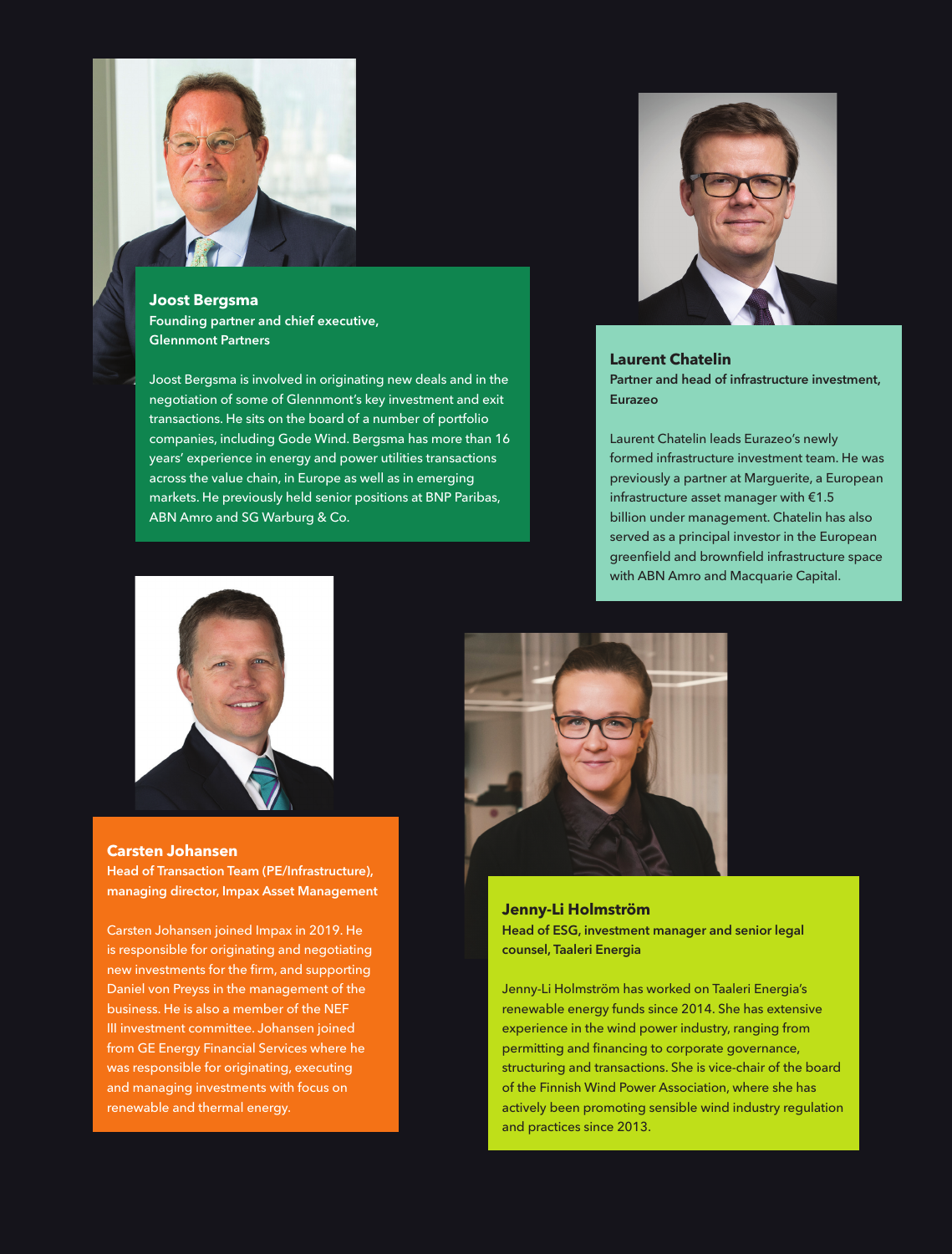**Joost Bergsma**
**Founding partner and chief executive, Glennmont Partners**

Joost Bergsma is involved in originating new deals and in the negotiation of some of Glennmont's key investment and exit transactions. He sits on the board of a number of portfolio companies, including Gode Wind. Bergsma has more than 16 years' experience in energy and power utilities transactions across the value chain, in Europe as well as in emerging markets. He previously held senior positions at BNP Paribas, ABN Amro and SG Warburg & Co.

**Laurent Chatelin**
**Partner and head of infrastructure investment, Eurazeo**

Laurent Chatelin leads Eurazeo's newly formed infrastructure investment team. He was previously a partner at Marguerite, a European infrastructure asset manager with €1.5 billion under management. Chatelin has also served as a principal investor in the European greenfield and brownfield infrastructure space with ABN Amro and Macquarie Capital.

**Carsten Johansen**
**Head of Transaction Team (PE/Infrastructure), managing director, Impax Asset Management**

Carsten Johansen joined Impax in 2019. He is responsible for originating and negotiating new investments for the firm, and supporting Daniel von Preyss in the management of the business. He is also a member of the NEF III investment committee. Johansen joined from GE Energy Financial Services where he was responsible for originating, executing and managing investments with focus on renewable and thermal energy.

**Jenny-Li Holmström**
**Head of ESG, investment manager and senior legal counsel, Taaleri Energia**

Jenny-Li Holmström has worked on Taaleri Energia's renewable energy funds since 2014. She has extensive experience in the wind power industry, ranging from permitting and financing to corporate governance, structuring and transactions. She is vice-chair of the board of the Finnish Wind Power Association, where she has actively been promoting sensible wind industry regulation and practices since 2013.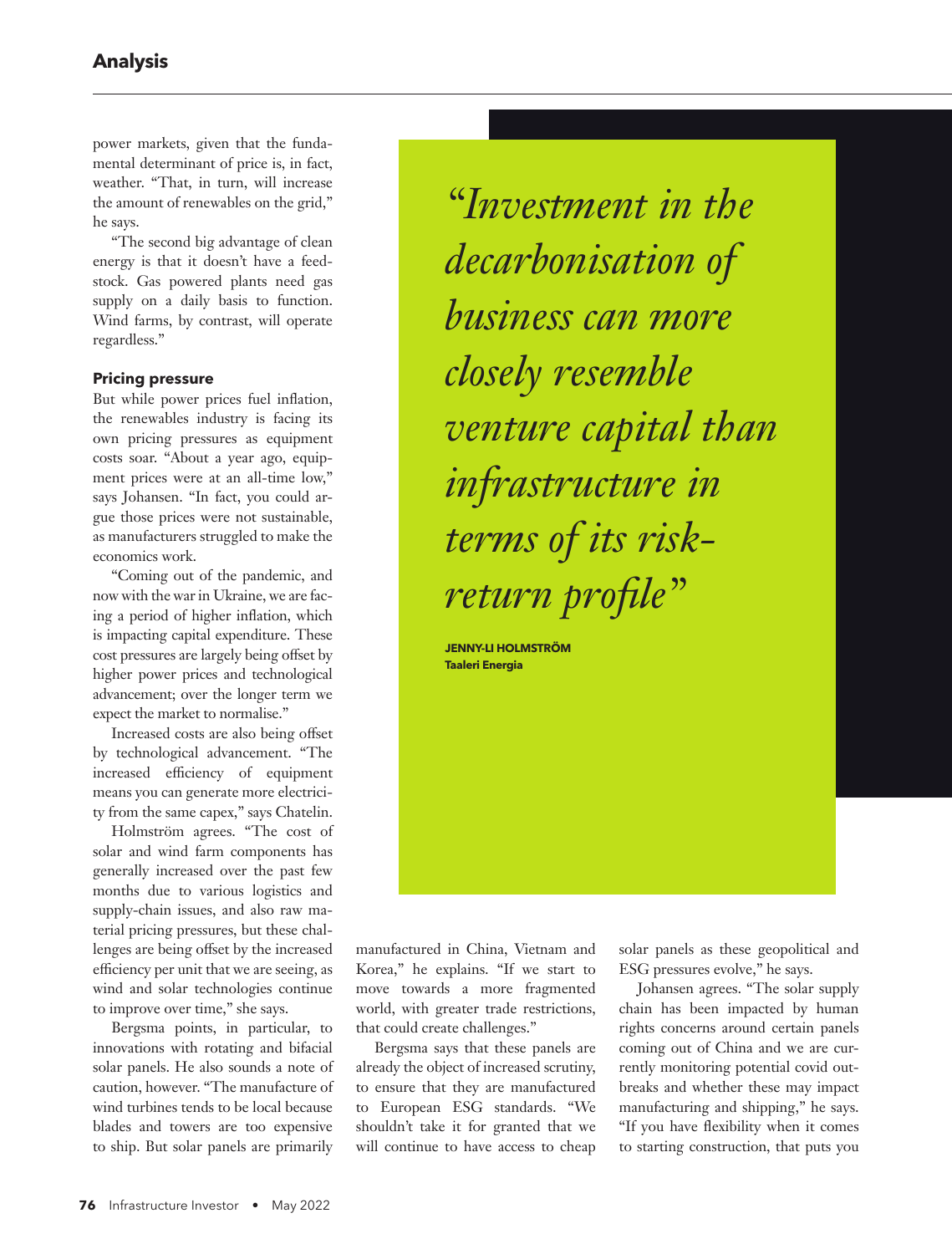power markets, given that the fundamental determinant of price is, in fact, weather. "That, in turn, will increase the amount of renewables on the grid," he says.

"The second big advantage of clean energy is that it doesn't have a feedstock. Gas powered plants need gas supply on a daily basis to function. Wind farms, by contrast, will operate regardless."

### Pricing pressure

But while power prices fuel inflation, the renewables industry is facing its own pricing pressures as equipment costs soar. "About a year ago, equipment prices were at an all-time low," says Johansen. "In fact, you could argue those prices were not sustainable, as manufacturers struggled to make the economics work.

"Coming out of the pandemic, and now with the war in Ukraine, we are facing a period of higher inflation, which is impacting capital expenditure. These cost pressures are largely being offset by higher power prices and technological advancement; over the longer term we expect the market to normalise."

Increased costs are also being offset by technological advancement. "The increased efficiency of equipment means you can generate more electricity from the same capex," says Chatelin.

Holmström agrees. "The cost of solar and wind farm components has generally increased over the past few months due to various logistics and supply-chain issues, and also raw material pricing pressures, but these challenges are being offset by the increased efficiency per unit that we are seeing, as wind and solar technologies continue to improve over time," she says.

> *"Investment in the decarbonisation of business can more closely resemble venture capital than infrastructure in terms of its risk-return profile"*
>
> **JENNY-LI HOLMSTRÖM**
> **Taaleri Energia**

Bergsma points, in particular, to innovations with rotating and bifacial solar panels. He also sounds a note of caution, however. "The manufacture of wind turbines tends to be local because blades and towers are too expensive to ship. But solar panels are primarily manufactured in China, Vietnam and Korea," he explains. "If we start to move towards a more fragmented world, with greater trade restrictions, that could create challenges."

Bergsma says that these panels are already the object of increased scrutiny, to ensure that they are manufactured to European ESG standards. "We shouldn't take it for granted that we will continue to have access to cheap solar panels as these geopolitical and ESG pressures evolve," he says.

Johansen agrees. "The solar supply chain has been impacted by human rights concerns around certain panels coming out of China and we are currently monitoring potential covid outbreaks and whether these may impact manufacturing and shipping," he says. "If you have flexibility when it comes to starting construction, that puts you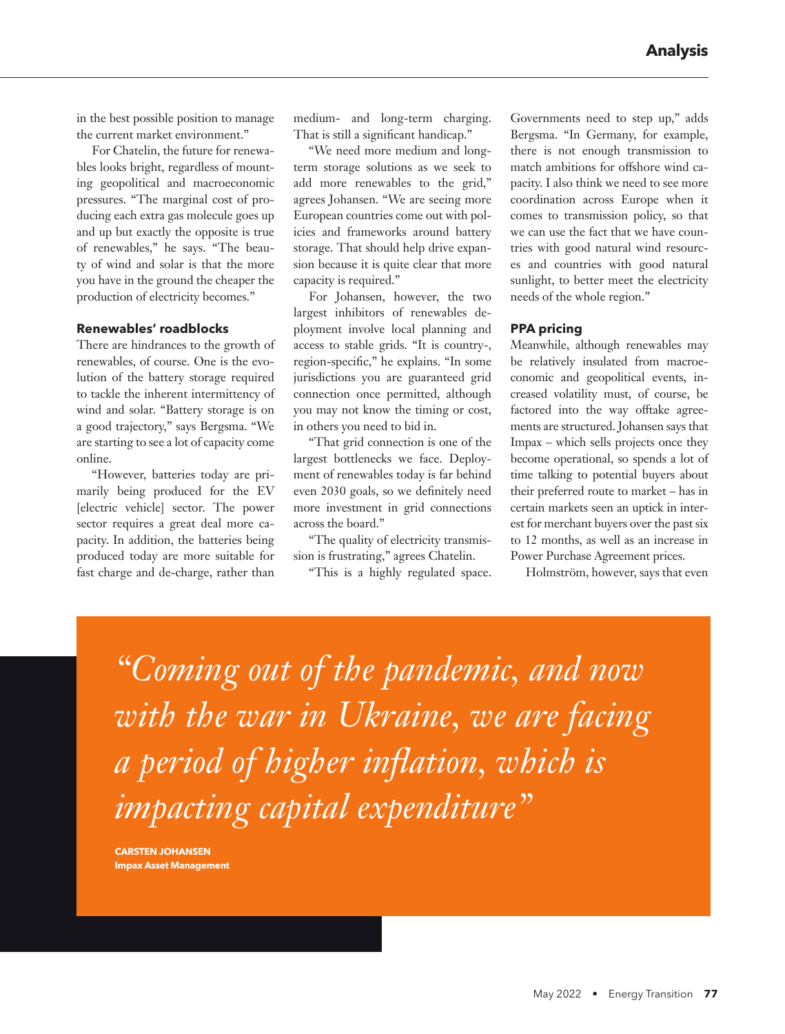in the best possible position to manage the current market environment."

For Chatelin, the future for renewables looks bright, regardless of mounting geopolitical and macroeconomic pressures. "The marginal cost of producing each extra gas molecule goes up and up but exactly the opposite is true of renewables," he says. "The beauty of wind and solar is that the more you have in the ground the cheaper the production of electricity becomes."

### Renewables' roadblocks

There are hindrances to the growth of renewables, of course. One is the evolution of the battery storage required to tackle the inherent intermittency of wind and solar. "Battery storage is on a good trajectory," says Bergsma. "We are starting to see a lot of capacity come online.

"However, batteries today are primarily being produced for the EV [electric vehicle] sector. The power sector requires a great deal more capacity. In addition, the batteries being produced today are more suitable for fast charge and de-charge, rather than medium- and long-term charging. That is still a significant handicap."

"We need more medium and long-term storage solutions as we seek to add more renewables to the grid," agrees Johansen. "We are seeing more European countries come out with policies and frameworks around battery storage. That should help drive expansion because it is quite clear that more capacity is required."

For Johansen, however, the two largest inhibitors of renewables deployment involve local planning and access to stable grids. "It is country-, region-specific," he explains. "In some jurisdictions you are guaranteed grid connection once permitted, although you may not know the timing or cost, in others you need to bid in.

"That grid connection is one of the largest bottlenecks we face. Deployment of renewables today is far behind even 2030 goals, so we definitely need more investment in grid connections across the board."

"The quality of electricity transmission is frustrating," agrees Chatelin.

"This is a highly regulated space. Governments need to step up," adds Bergsma. "In Germany, for example, there is not enough transmission to match ambitions for offshore wind capacity. I also think we need to see more coordination across Europe when it comes to transmission policy, so that we can use the fact that we have countries with good natural wind resources and countries with good natural sunlight, to better meet the electricity needs of the whole region."

### PPA pricing

Meanwhile, although renewables may be relatively insulated from macroeconomic and geopolitical events, increased volatility must, of course, be factored into the way offtake agreements are structured. Johansen says that Impax – which sells projects once they become operational, so spends a lot of time talking to potential buyers about their preferred route to market – has in certain markets seen an uptick in interest for merchant buyers over the past six to 12 months, as well as an increase in Power Purchase Agreement prices.

Holmström, however, says that even

> *"Coming out of the pandemic, and now with the war in Ukraine, we are facing a period of higher inflation, which is impacting capital expenditure"*
>
> **CARSTEN JOHANSEN**
> **Impax Asset Management**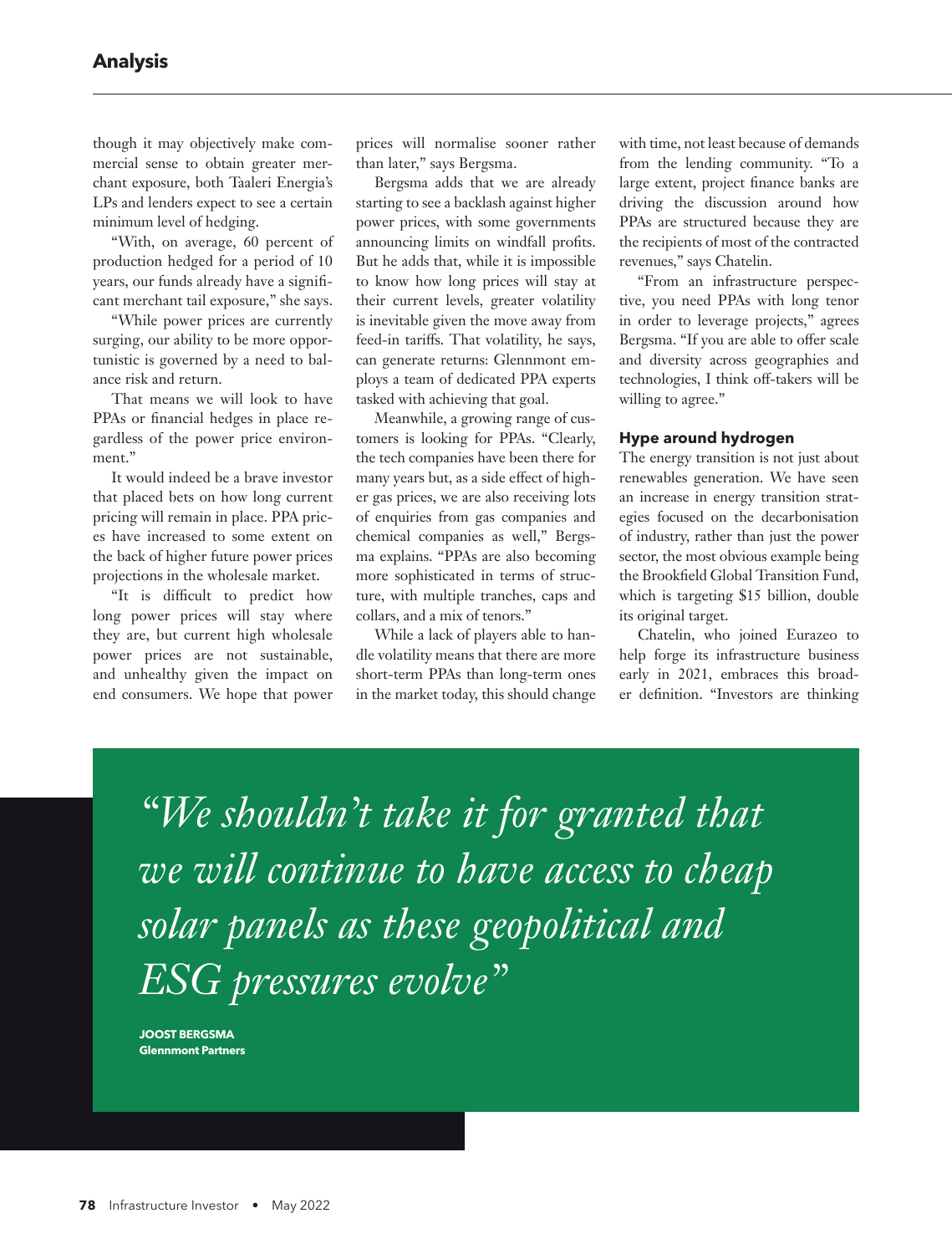though it may objectively make commercial sense to obtain greater merchant exposure, both Taaleri Energia's LPs and lenders expect to see a certain minimum level of hedging.

"With, on average, 60 percent of production hedged for a period of 10 years, our funds already have a significant merchant tail exposure," she says.

"While power prices are currently surging, our ability to be more opportunistic is governed by a need to balance risk and return.

That means we will look to have PPAs or financial hedges in place regardless of the power price environment."

It would indeed be a brave investor that placed bets on how long current pricing will remain in place. PPA prices have increased to some extent on the back of higher future power prices projections in the wholesale market.

"It is difficult to predict how long power prices will stay where they are, but current high wholesale power prices are not sustainable, and unhealthy given the impact on end consumers. We hope that power prices will normalise sooner rather than later," says Bergsma.

Bergsma adds that we are already starting to see a backlash against higher power prices, with some governments announcing limits on windfall profits. But he adds that, while it is impossible to know how long prices will stay at their current levels, greater volatility is inevitable given the move away from feed-in tariffs. That volatility, he says, can generate returns: Glennmont employs a team of dedicated PPA experts tasked with achieving that goal.

Meanwhile, a growing range of customers is looking for PPAs. "Clearly, the tech companies have been there for many years but, as a side effect of higher gas prices, we are also receiving lots of enquiries from gas companies and chemical companies as well," Bergsma explains. "PPAs are also becoming more sophisticated in terms of structure, with multiple tranches, caps and collars, and a mix of tenors."

While a lack of players able to handle volatility means that there are more short-term PPAs than long-term ones in the market today, this should change with time, not least because of demands from the lending community. "To a large extent, project finance banks are driving the discussion around how PPAs are structured because they are the recipients of most of the contracted revenues," says Chatelin.

"From an infrastructure perspective, you need PPAs with long tenor in order to leverage projects," agrees Bergsma. "If you are able to offer scale and diversity across geographies and technologies, I think off-takers will be willing to agree."

### Hype around hydrogen

The energy transition is not just about renewables generation. We have seen an increase in energy transition strategies focused on the decarbonisation of industry, rather than just the power sector, the most obvious example being the Brookfield Global Transition Fund, which is targeting $15 billion, double its original target.

Chatelin, who joined Eurazeo to help forge its infrastructure business early in 2021, embraces this broader definition. "Investors are thinking

> *"We shouldn't take it for granted that we will continue to have access to cheap solar panels as these geopolitical and ESG pressures evolve"*
>
> **JOOST BERGSMA**
> **Glennmont Partners**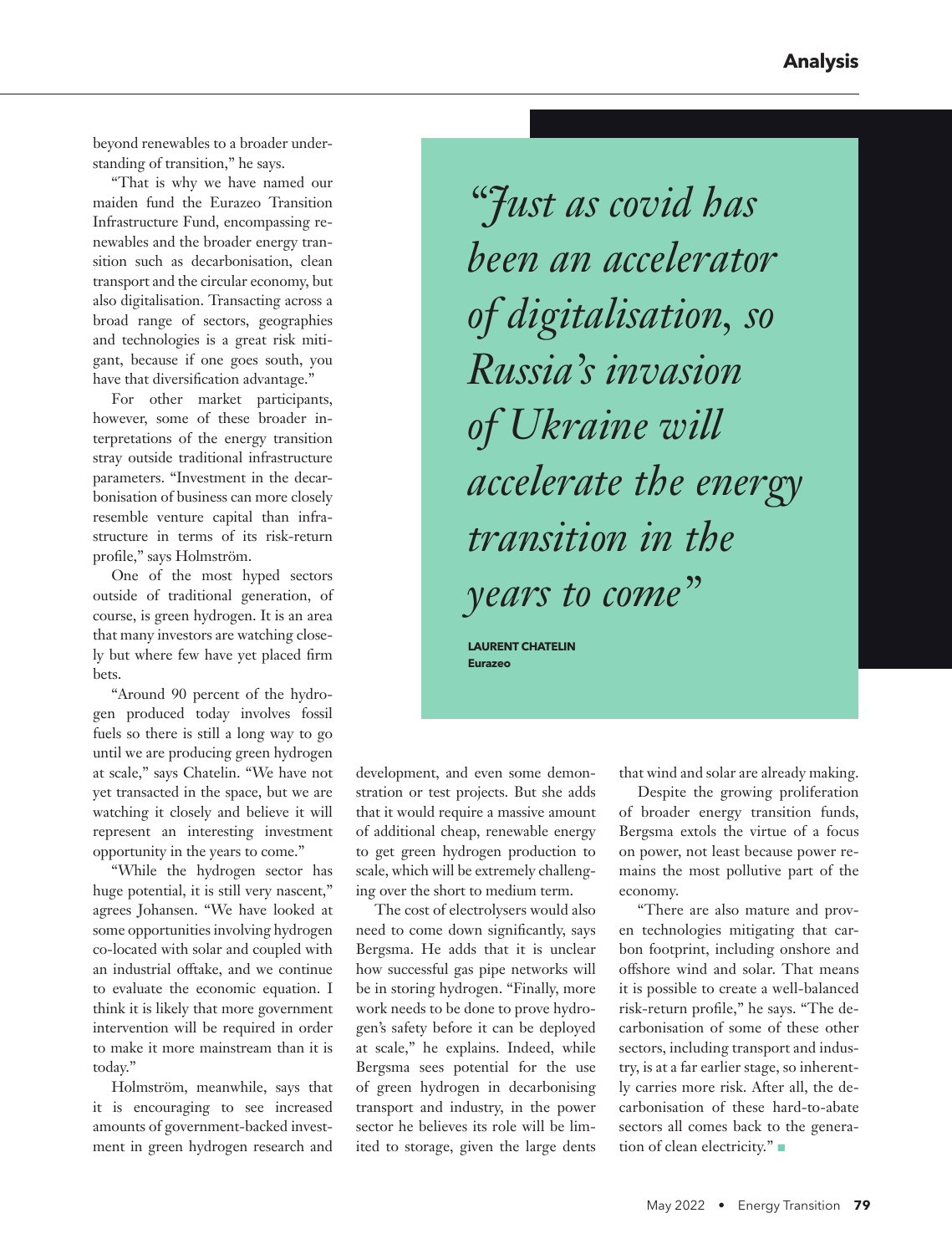beyond renewables to a broader understanding of transition," he says.

"That is why we have named our maiden fund the Eurazeo Transition Infrastructure Fund, encompassing renewables and the broader energy transition such as decarbonisation, clean transport and the circular economy, but also digitalisation. Transacting across a broad range of sectors, geographies and technologies is a great risk mitigant, because if one goes south, you have that diversification advantage."

For other market participants, however, some of these broader interpretations of the energy transition stray outside traditional infrastructure parameters. "Investment in the decarbonisation of business can more closely resemble venture capital than infrastructure in terms of its risk-return profile," says Holmström.

One of the most hyped sectors outside of traditional generation, of course, is green hydrogen. It is an area that many investors are watching closely but where few have yet placed firm bets.

"Around 90 percent of the hydrogen produced today involves fossil fuels so there is still a long way to go until we are producing green hydrogen at scale," says Chatelin. "We have not yet transacted in the space, but we are watching it closely and believe it will represent an interesting investment opportunity in the years to come."

> *"Just as covid has been an accelerator of digitalisation, so Russia's invasion of Ukraine will accelerate the energy transition in the years to come"*
>
> **LAURENT CHATELIN**
> **Eurazeo**

"While the hydrogen sector has huge potential, it is still very nascent," agrees Johansen. "We have looked at some opportunities involving hydrogen co-located with solar and coupled with an industrial offtake, and we continue to evaluate the economic equation. I think it is likely that more government intervention will be required in order to make it more mainstream than it is today."

Holmström, meanwhile, says that it is encouraging to see increased amounts of government-backed investment in green hydrogen research and development, and even some demonstration or test projects. But she adds that it would require a massive amount of additional cheap, renewable energy to get green hydrogen production to scale, which will be extremely challenging over the short to medium term.

The cost of electrolysers would also need to come down significantly, says Bergsma. He adds that it is unclear how successful gas pipe networks will be in storing hydrogen. "Finally, more work needs to be done to prove hydrogen's safety before it can be deployed at scale," he explains. Indeed, while Bergsma sees potential for the use of green hydrogen in decarbonising transport and industry, in the power sector he believes its role will be limited to storage, given the large dents that wind and solar are already making.

Despite the growing proliferation of broader energy transition funds, Bergsma extols the virtue of a focus on power, not least because power remains the most pollutive part of the economy.

"There are also mature and proven technologies mitigating that carbon footprint, including onshore and offshore wind and solar. That means it is possible to create a well-balanced risk-return profile," he says. "The decarbonisation of some of these other sectors, including transport and industry, is at a far earlier stage, so inherently carries more risk. After all, the decarbonisation of these hard-to-abate sectors all comes back to the generation of clean electricity." ■